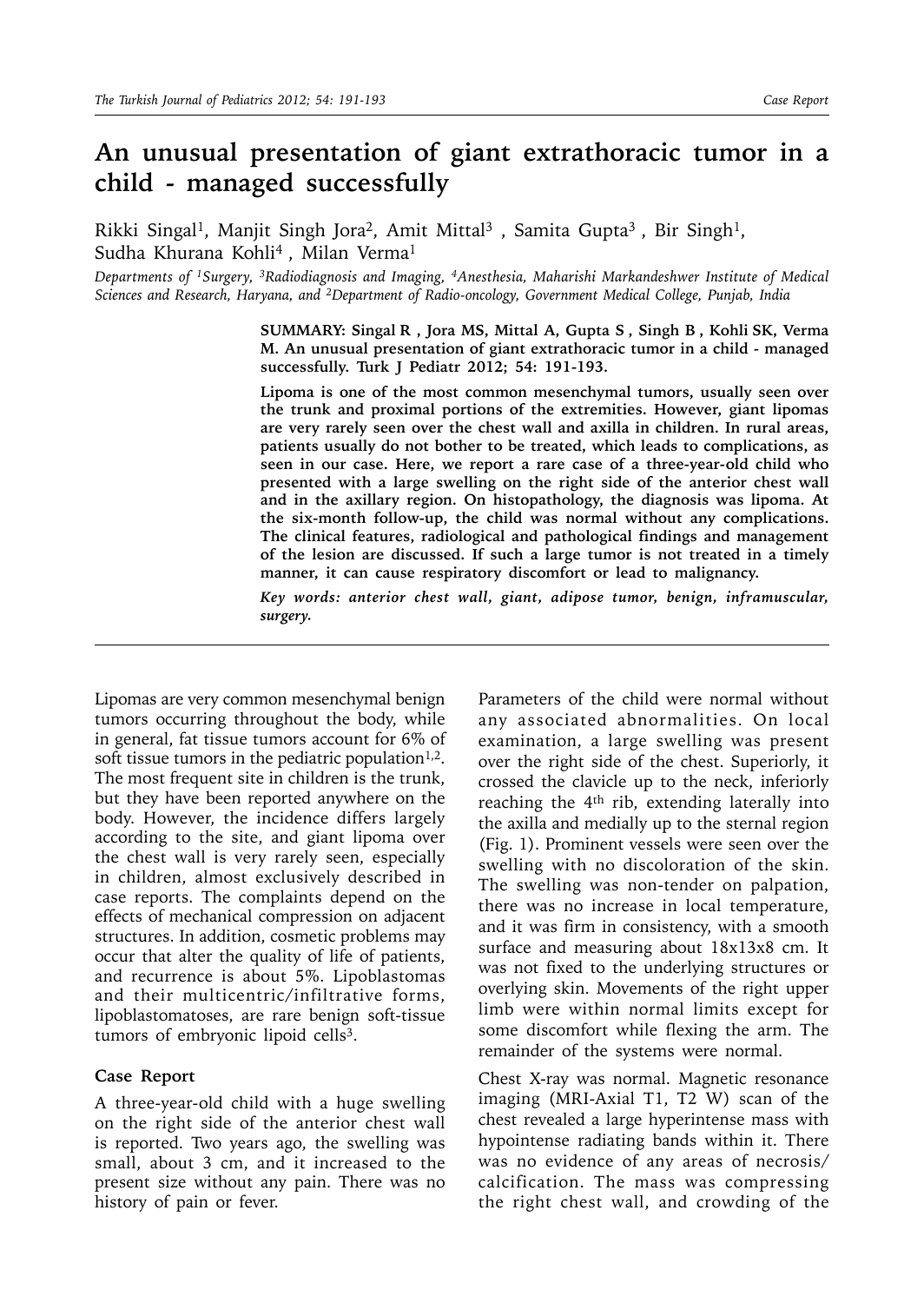# An unusual presentation of giant extrathoracic tumor in a child - managed successfully

Rikki Singal[1], Manjit Singh Jora[2], Amit Mittal[3], Samita Gupta[3], Bir Singh[1], Sudha Khurana Kohli[4], Milan Verma[1]

*Departments of [1]Surgery, [3]Radiodiagnosis and Imaging, [4]Anesthesia, Maharishi Markandeshwer Institute of Medical Sciences and Research, Haryana, and [2]Department of Radio-oncology, Government Medical College, Punjab, India*

**SUMMARY: Singal R, Jora MS, Mittal A, Gupta S, Singh B, Kohli SK, Verma M. An unusual presentation of giant extrathoracic tumor in a child - managed successfully. Turk J Pediatr 2012; 54: 191-193.**

**Lipoma is one of the most common mesenchymal tumors, usually seen over the trunk and proximal portions of the extremities. However, giant lipomas are very rarely seen over the chest wall and axilla in children. In rural areas, patients usually do not bother to be treated, which leads to complications, as seen in our case. Here, we report a rare case of a three-year-old child who presented with a large swelling on the right side of the anterior chest wall and in the axillary region. On histopathology, the diagnosis was lipoma. At the six-month follow-up, the child was normal without any complications. The clinical features, radiological and pathological findings and management of the lesion are discussed. If such a large tumor is not treated in a timely manner, it can cause respiratory discomfort or lead to malignancy.**

***Key words: anterior chest wall, giant, adipose tumor, benign, inframuscular, surgery.***

Lipomas are very common mesenchymal benign tumors occurring throughout the body, while in general, fat tissue tumors account for 6% of soft tissue tumors in the pediatric population[1,2]. The most frequent site in children is the trunk, but they have been reported anywhere on the body. However, the incidence differs largely according to the site, and giant lipoma over the chest wall is very rarely seen, especially in children, almost exclusively described in case reports. The complaints depend on the effects of mechanical compression on adjacent structures. In addition, cosmetic problems may occur that alter the quality of life of patients, and recurrence is about 5%. Lipoblastomas and their multicentric/infiltrative forms, lipoblastomatoses, are rare benign soft-tissue tumors of embryonic lipoid cells[3].

## Case Report

A three-year-old child with a huge swelling on the right side of the anterior chest wall is reported. Two years ago, the swelling was small, about 3 cm, and it increased to the present size without any pain. There was no history of pain or fever.

Parameters of the child were normal without any associated abnormalities. On local examination, a large swelling was present over the right side of the chest. Superiorly, it crossed the clavicle up to the neck, inferiorly reaching the 4th rib, extending laterally into the axilla and medially up to the sternal region (Fig. 1). Prominent vessels were seen over the swelling with no discoloration of the skin. The swelling was non-tender on palpation, there was no increase in local temperature, and it was firm in consistency, with a smooth surface and measuring about 18x13x8 cm. It was not fixed to the underlying structures or overlying skin. Movements of the right upper limb were within normal limits except for some discomfort while flexing the arm. The remainder of the systems were normal.

Chest X-ray was normal. Magnetic resonance imaging (MRI-Axial T1, T2 W) scan of the chest revealed a large hyperintense mass with hypointense radiating bands within it. There was no evidence of any areas of necrosis/calcification. The mass was compressing the right chest wall, and crowding of the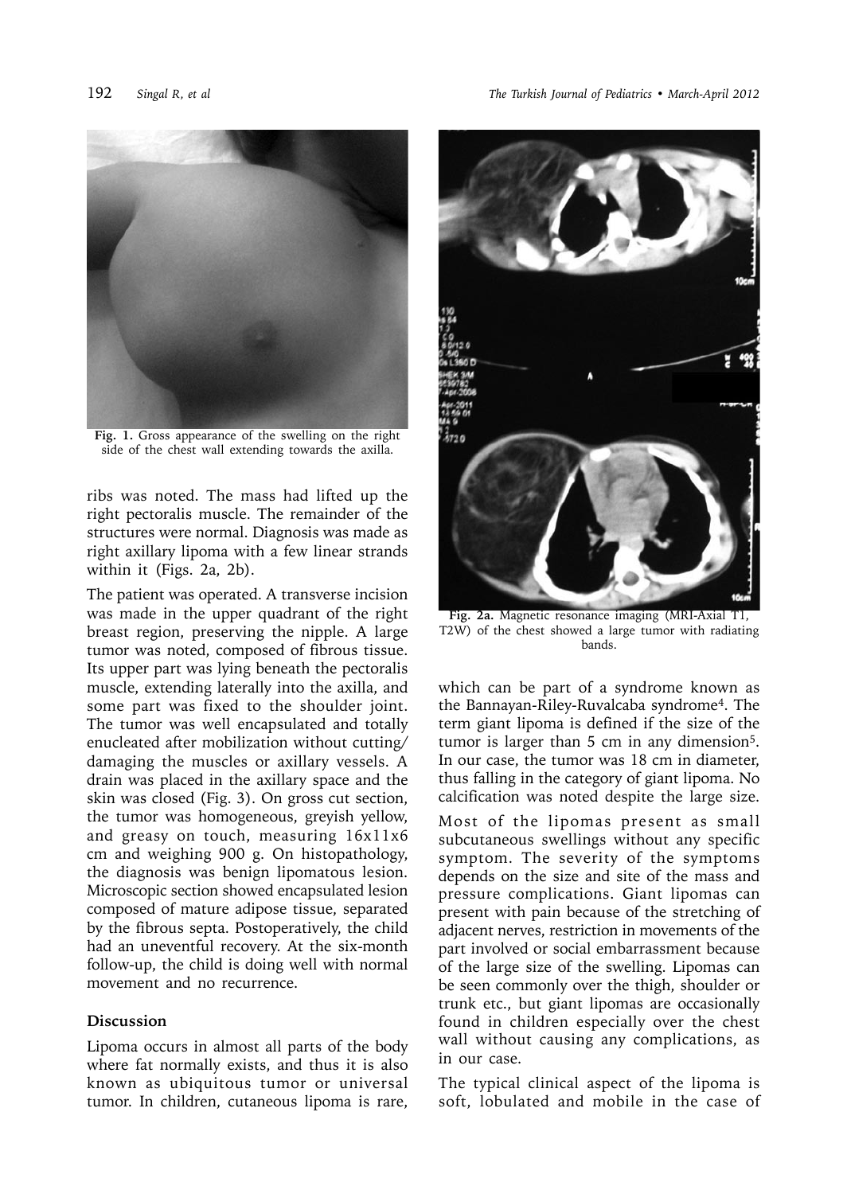Fig. 1. Gross appearance of the swelling on the right side of the chest wall extending towards the axilla.

ribs was noted. The mass had lifted up the right pectoralis muscle. The remainder of the structures were normal. Diagnosis was made as right axillary lipoma with a few linear strands within it (Figs. 2a, 2b).

The patient was operated. A transverse incision was made in the upper quadrant of the right breast region, preserving the nipple. A large tumor was noted, composed of fibrous tissue. Its upper part was lying beneath the pectoralis muscle, extending laterally into the axilla, and some part was fixed to the shoulder joint. The tumor was well encapsulated and totally enucleated after mobilization without cutting/damaging the muscles or axillary vessels. A drain was placed in the axillary space and the skin was closed (Fig. 3). On gross cut section, the tumor was homogeneous, greyish yellow, and greasy on touch, measuring 16x11x6 cm and weighing 900 g. On histopathology, the diagnosis was benign lipomatous lesion. Microscopic section showed encapsulated lesion composed of mature adipose tissue, separated by the fibrous septa. Postoperatively, the child had an uneventful recovery. At the six-month follow-up, the child is doing well with normal movement and no recurrence.

## Discussion

Lipoma occurs in almost all parts of the body where fat normally exists, and thus it is also known as ubiquitous tumor or universal tumor. In children, cutaneous lipoma is rare, which can be part of a syndrome known as the Bannayan-Riley-Ruvalcaba syndrome[4]. The term giant lipoma is defined if the size of the tumor is larger than 5 cm in any dimension[5]. In our case, the tumor was 18 cm in diameter, thus falling in the category of giant lipoma. No calcification was noted despite the large size.

Fig. 2a. Magnetic resonance imaging (MRI-Axial T1, T2W) of the chest showed a large tumor with radiating bands.

Most of the lipomas present as small subcutaneous swellings without any specific symptom. The severity of the symptoms depends on the size and site of the mass and pressure complications. Giant lipomas can present with pain because of the stretching of adjacent nerves, restriction in movements of the part involved or social embarrassment because of the large size of the swelling. Lipomas can be seen commonly over the thigh, shoulder or trunk etc., but giant lipomas are occasionally found in children especially over the chest wall without causing any complications, as in our case.

The typical clinical aspect of the lipoma is soft, lobulated and mobile in the case of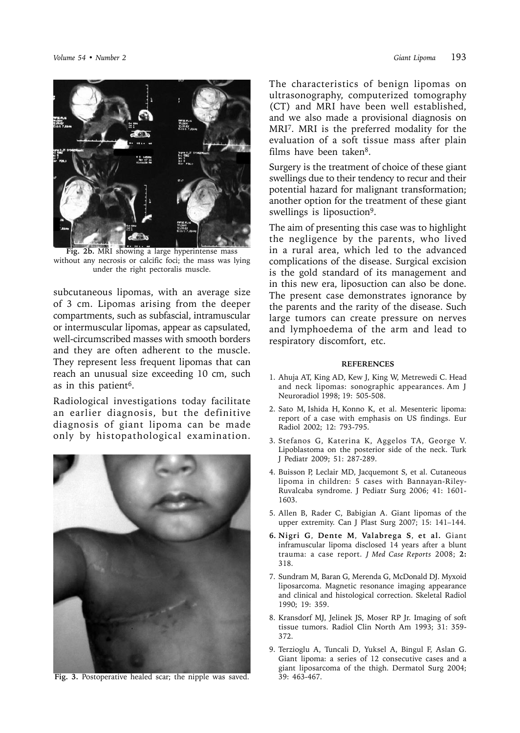Fig. 2b. MRI showing a large hyperintense mass without any necrosis or calcific foci; the mass was lying under the right pectoralis muscle.

subcutaneous lipomas, with an average size of 3 cm. Lipomas arising from the deeper compartments, such as subfascial, intramuscular or intermuscular lipomas, appear as capsulated, well-circumscribed masses with smooth borders and they are often adherent to the muscle. They represent less frequent lipomas that can reach an unusual size exceeding 10 cm, such as in this patient[6].

Radiological investigations today facilitate an earlier diagnosis, but the definitive diagnosis of giant lipoma can be made only by histopathological examination.

Fig. 3. Postoperative healed scar; the nipple was saved.

The characteristics of benign lipomas on ultrasonography, computerized tomography (CT) and MRI have been well established, and we also made a provisional diagnosis on MRI[7]. MRI is the preferred modality for the evaluation of a soft tissue mass after plain films have been taken[8].

Surgery is the treatment of choice of these giant swellings due to their tendency to recur and their potential hazard for malignant transformation; another option for the treatment of these giant swellings is liposuction[9].

The aim of presenting this case was to highlight the negligence by the parents, who lived in a rural area, which led to the advanced complications of the disease. Surgical excision is the gold standard of its management and in this new era, liposuction can also be done. The present case demonstrates ignorance by the parents and the rarity of the disease. Such large tumors can create pressure on nerves and lymphoedema of the arm and lead to respiratory discomfort, etc.

## REFERENCES

1. Ahuja AT, King AD, Kew J, King W, Metrewedi C. Head and neck lipomas: sonographic appearances. Am J Neuroradiol 1998; 19: 505-508.
2. Sato M, Ishida H, Konno K, et al. Mesenteric lipoma: report of a case with emphasis on US findings. Eur Radiol 2002; 12: 793-795.
3. Stefanos G, Katerina K, Aggelos TA, George V. Lipoblastoma on the posterior side of the neck. Turk J Pediatr 2009; 51: 287-289.
4. Buisson P, Leclair MD, Jacquemont S, et al. Cutaneous lipoma in children: 5 cases with Bannayan-Riley-Ruvalcaba syndrome. J Pediatr Surg 2006; 41: 1601-1603.
5. Allen B, Rader C, Babigian A. Giant lipomas of the upper extremity. Can J Plast Surg 2007; 15: 141–144.
6. **Nigri G, Dente M, Valabrega S, et al.** Giant inframuscular lipoma disclosed 14 years after a blunt trauma: a case report. *J Med Case Reports* 2008; **2:** 318.
7. Sundram M, Baran G, Merenda G, McDonald DJ. Myxoid liposarcoma. Magnetic resonance imaging appearance and clinical and histological correction. Skeletal Radiol 1990; 19: 359.
8. Kransdorf MJ, Jelinek JS, Moser RP Jr. Imaging of soft tissue tumors. Radiol Clin North Am 1993; 31: 359-372.
9. Terzioglu A, Tuncali D, Yuksel A, Bingul F, Aslan G. Giant lipoma: a series of 12 consecutive cases and a giant liposarcoma of the thigh. Dermatol Surg 2004; 39: 463-467.